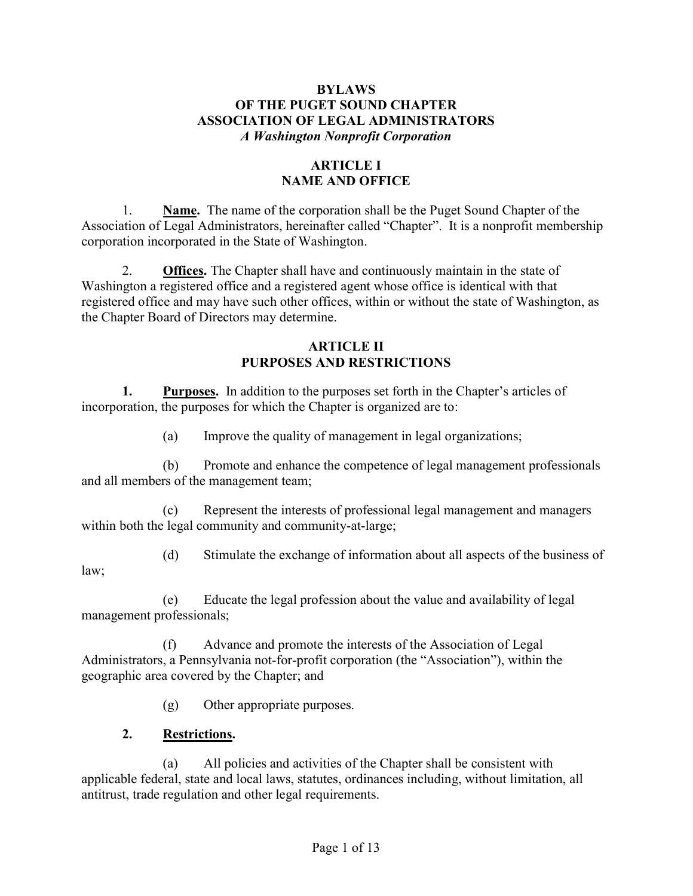# BYLAWS
# OF THE PUGET SOUND CHAPTER
# ASSOCIATION OF LEGAL ADMINISTRATORS
*A Washington Nonprofit Corporation*

## ARTICLE I
## NAME AND OFFICE

1. **Name.** The name of the corporation shall be the Puget Sound Chapter of the Association of Legal Administrators, hereinafter called "Chapter". It is a nonprofit membership corporation incorporated in the State of Washington.

2. **Offices.** The Chapter shall have and continuously maintain in the state of Washington a registered office and a registered agent whose office is identical with that registered office and may have such other offices, within or without the state of Washington, as the Chapter Board of Directors may determine.

## ARTICLE II
## PURPOSES AND RESTRICTIONS

**1. Purposes.** In addition to the purposes set forth in the Chapter's articles of incorporation, the purposes for which the Chapter is organized are to:

(a) Improve the quality of management in legal organizations;

(b) Promote and enhance the competence of legal management professionals and all members of the management team;

(c) Represent the interests of professional legal management and managers within both the legal community and community-at-large;

(d) Stimulate the exchange of information about all aspects of the business of law;

(e) Educate the legal profession about the value and availability of legal management professionals;

(f) Advance and promote the interests of the Association of Legal Administrators, a Pennsylvania not-for-profit corporation (the "Association"), within the geographic area covered by the Chapter; and

(g) Other appropriate purposes.

**2. Restrictions.**

(a) All policies and activities of the Chapter shall be consistent with applicable federal, state and local laws, statutes, ordinances including, without limitation, all antitrust, trade regulation and other legal requirements.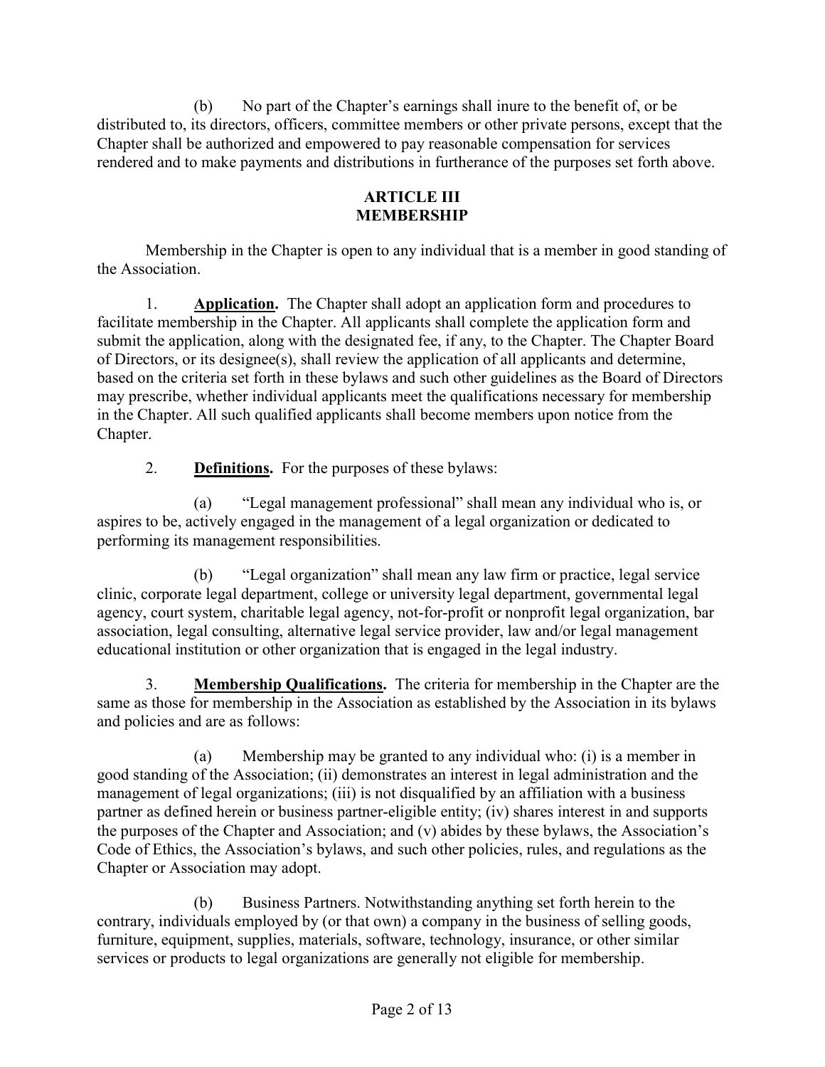(b) No part of the Chapter's earnings shall inure to the benefit of, or be distributed to, its directors, officers, committee members or other private persons, except that the Chapter shall be authorized and empowered to pay reasonable compensation for services rendered and to make payments and distributions in furtherance of the purposes set forth above.

## ARTICLE III
## MEMBERSHIP

Membership in the Chapter is open to any individual that is a member in good standing of the Association.

1. **Application.** The Chapter shall adopt an application form and procedures to facilitate membership in the Chapter. All applicants shall complete the application form and submit the application, along with the designated fee, if any, to the Chapter. The Chapter Board of Directors, or its designee(s), shall review the application of all applicants and determine, based on the criteria set forth in these bylaws and such other guidelines as the Board of Directors may prescribe, whether individual applicants meet the qualifications necessary for membership in the Chapter. All such qualified applicants shall become members upon notice from the Chapter.

2. **Definitions.** For the purposes of these bylaws:

(a) "Legal management professional" shall mean any individual who is, or aspires to be, actively engaged in the management of a legal organization or dedicated to performing its management responsibilities.

(b) "Legal organization" shall mean any law firm or practice, legal service clinic, corporate legal department, college or university legal department, governmental legal agency, court system, charitable legal agency, not-for-profit or nonprofit legal organization, bar association, legal consulting, alternative legal service provider, law and/or legal management educational institution or other organization that is engaged in the legal industry.

3. **Membership Qualifications.** The criteria for membership in the Chapter are the same as those for membership in the Association as established by the Association in its bylaws and policies and are as follows:

(a) Membership may be granted to any individual who: (i) is a member in good standing of the Association; (ii) demonstrates an interest in legal administration and the management of legal organizations; (iii) is not disqualified by an affiliation with a business partner as defined herein or business partner-eligible entity; (iv) shares interest in and supports the purposes of the Chapter and Association; and (v) abides by these bylaws, the Association's Code of Ethics, the Association's bylaws, and such other policies, rules, and regulations as the Chapter or Association may adopt.

(b) Business Partners. Notwithstanding anything set forth herein to the contrary, individuals employed by (or that own) a company in the business of selling goods, furniture, equipment, supplies, materials, software, technology, insurance, or other similar services or products to legal organizations are generally not eligible for membership.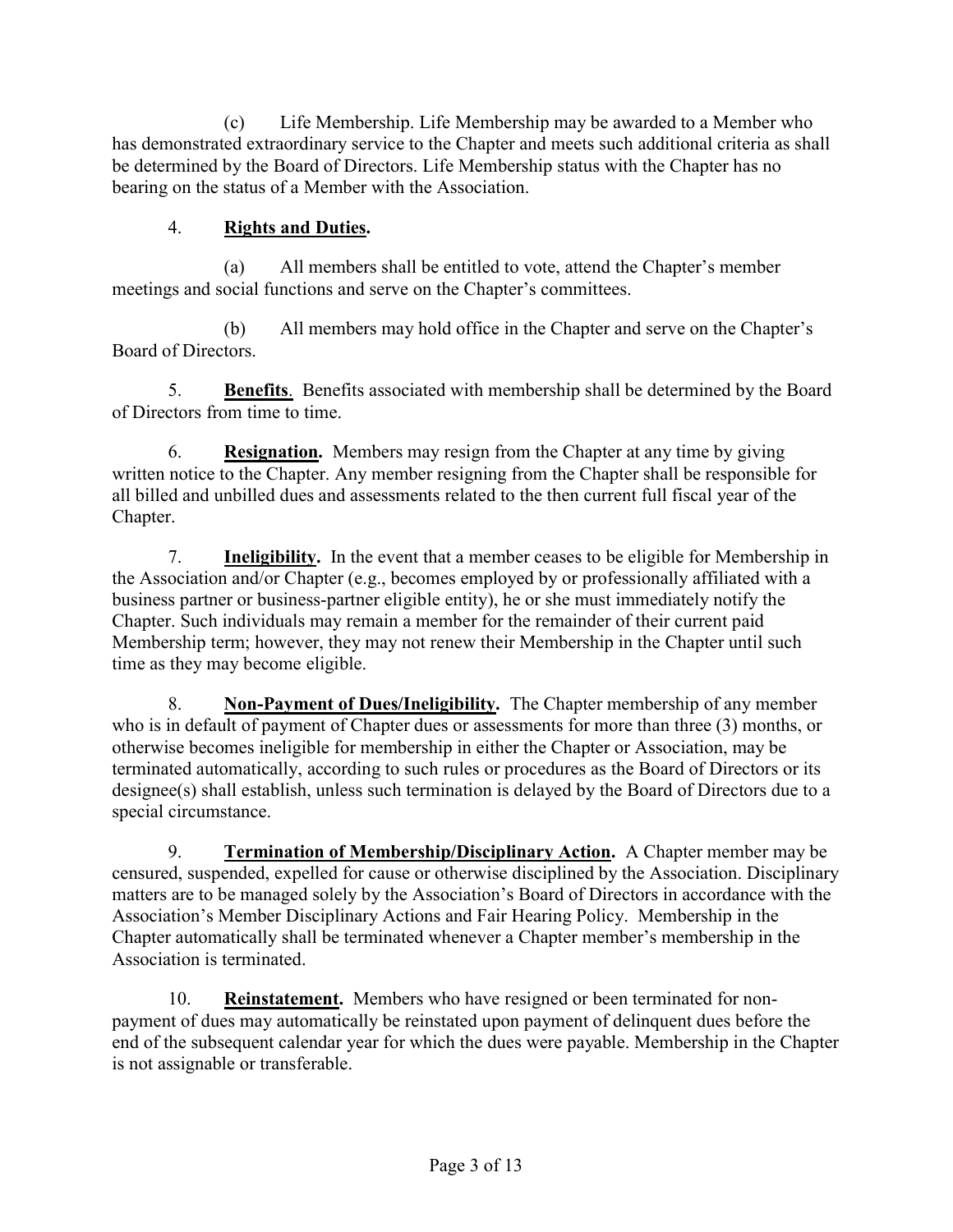(c) Life Membership. Life Membership may be awarded to a Member who has demonstrated extraordinary service to the Chapter and meets such additional criteria as shall be determined by the Board of Directors. Life Membership status with the Chapter has no bearing on the status of a Member with the Association.

4. **Rights and Duties.**

(a) All members shall be entitled to vote, attend the Chapter's member meetings and social functions and serve on the Chapter's committees.

(b) All members may hold office in the Chapter and serve on the Chapter's Board of Directors.

5. **Benefits**. Benefits associated with membership shall be determined by the Board of Directors from time to time.

6. **Resignation.** Members may resign from the Chapter at any time by giving written notice to the Chapter. Any member resigning from the Chapter shall be responsible for all billed and unbilled dues and assessments related to the then current full fiscal year of the Chapter.

7. **Ineligibility.** In the event that a member ceases to be eligible for Membership in the Association and/or Chapter (e.g., becomes employed by or professionally affiliated with a business partner or business-partner eligible entity), he or she must immediately notify the Chapter. Such individuals may remain a member for the remainder of their current paid Membership term; however, they may not renew their Membership in the Chapter until such time as they may become eligible.

8. **Non-Payment of Dues/Ineligibility.** The Chapter membership of any member who is in default of payment of Chapter dues or assessments for more than three (3) months, or otherwise becomes ineligible for membership in either the Chapter or Association, may be terminated automatically, according to such rules or procedures as the Board of Directors or its designee(s) shall establish, unless such termination is delayed by the Board of Directors due to a special circumstance.

9. **Termination of Membership/Disciplinary Action.** A Chapter member may be censured, suspended, expelled for cause or otherwise disciplined by the Association. Disciplinary matters are to be managed solely by the Association's Board of Directors in accordance with the Association's Member Disciplinary Actions and Fair Hearing Policy. Membership in the Chapter automatically shall be terminated whenever a Chapter member's membership in the Association is terminated.

10. **Reinstatement.** Members who have resigned or been terminated for non-payment of dues may automatically be reinstated upon payment of delinquent dues before the end of the subsequent calendar year for which the dues were payable. Membership in the Chapter is not assignable or transferable.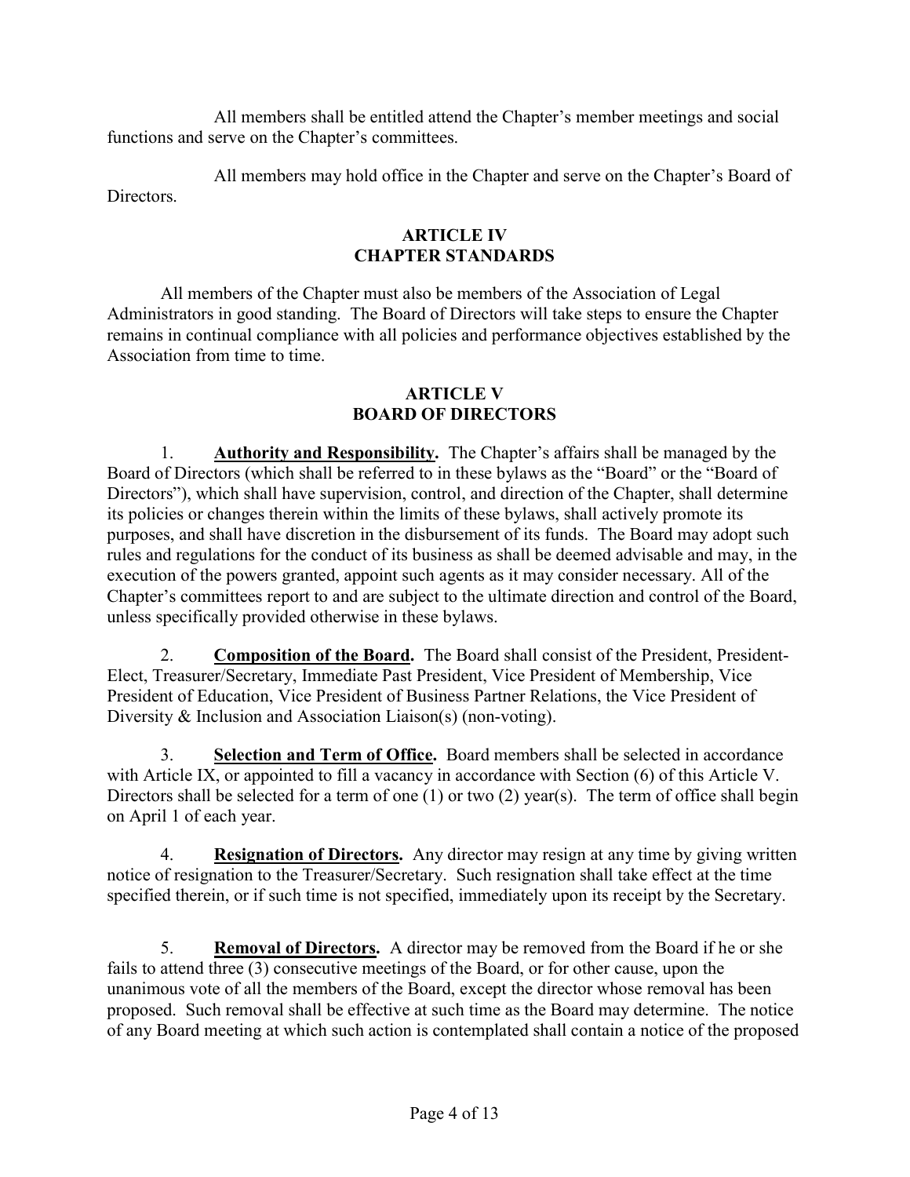All members shall be entitled attend the Chapter's member meetings and social functions and serve on the Chapter's committees.

All members may hold office in the Chapter and serve on the Chapter's Board of Directors.

## ARTICLE IV
## CHAPTER STANDARDS

All members of the Chapter must also be members of the Association of Legal Administrators in good standing. The Board of Directors will take steps to ensure the Chapter remains in continual compliance with all policies and performance objectives established by the Association from time to time.

## ARTICLE V
## BOARD OF DIRECTORS

1. **Authority and Responsibility.** The Chapter's affairs shall be managed by the Board of Directors (which shall be referred to in these bylaws as the "Board" or the "Board of Directors"), which shall have supervision, control, and direction of the Chapter, shall determine its policies or changes therein within the limits of these bylaws, shall actively promote its purposes, and shall have discretion in the disbursement of its funds. The Board may adopt such rules and regulations for the conduct of its business as shall be deemed advisable and may, in the execution of the powers granted, appoint such agents as it may consider necessary. All of the Chapter's committees report to and are subject to the ultimate direction and control of the Board, unless specifically provided otherwise in these bylaws.

2. **Composition of the Board.** The Board shall consist of the President, President-Elect, Treasurer/Secretary, Immediate Past President, Vice President of Membership, Vice President of Education, Vice President of Business Partner Relations, the Vice President of Diversity & Inclusion and Association Liaison(s) (non-voting).

3. **Selection and Term of Office.** Board members shall be selected in accordance with Article IX, or appointed to fill a vacancy in accordance with Section (6) of this Article V. Directors shall be selected for a term of one (1) or two (2) year(s). The term of office shall begin on April 1 of each year.

4. **Resignation of Directors.** Any director may resign at any time by giving written notice of resignation to the Treasurer/Secretary. Such resignation shall take effect at the time specified therein, or if such time is not specified, immediately upon its receipt by the Secretary.

5. **Removal of Directors.** A director may be removed from the Board if he or she fails to attend three (3) consecutive meetings of the Board, or for other cause, upon the unanimous vote of all the members of the Board, except the director whose removal has been proposed. Such removal shall be effective at such time as the Board may determine. The notice of any Board meeting at which such action is contemplated shall contain a notice of the proposed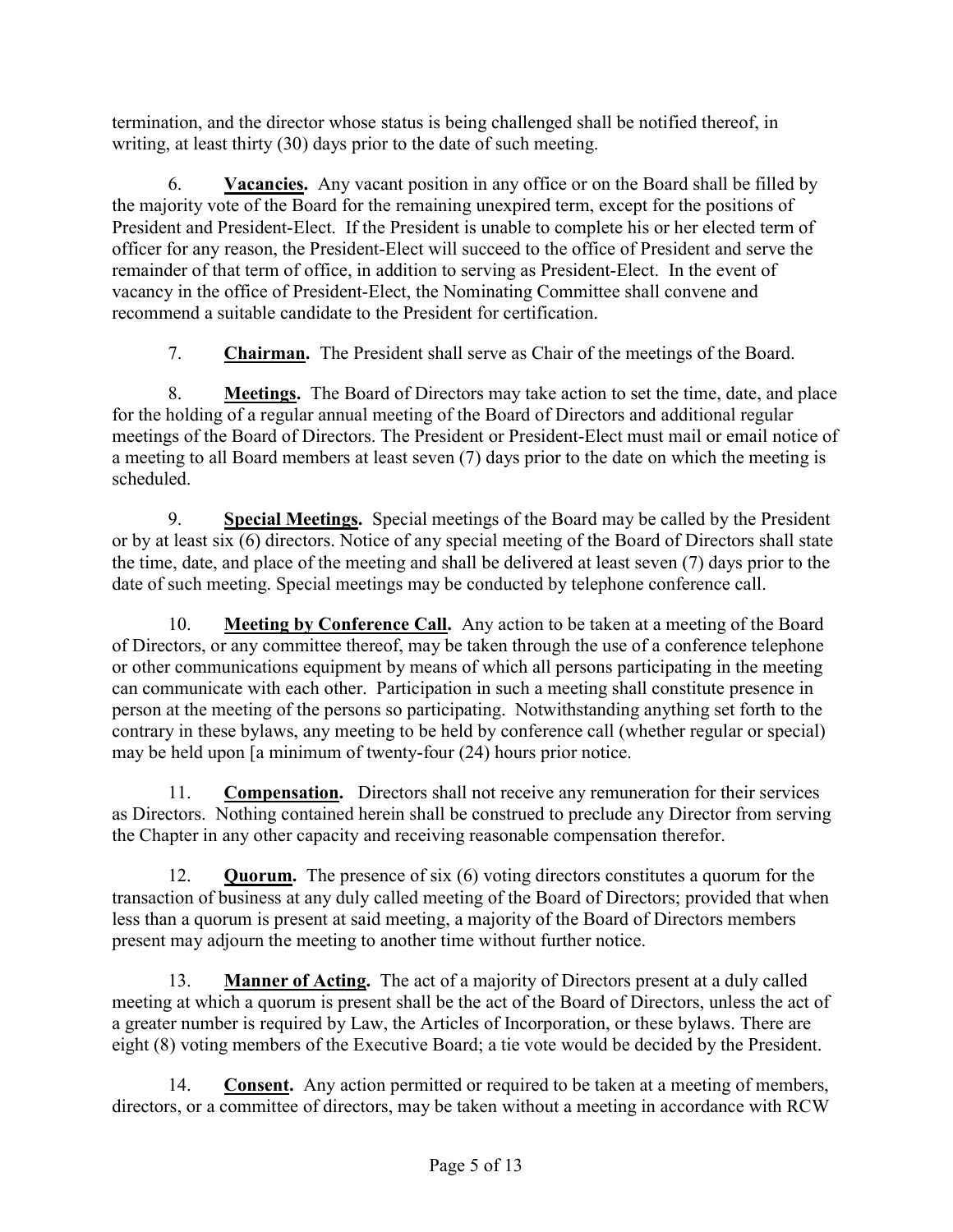termination, and the director whose status is being challenged shall be notified thereof, in writing, at least thirty (30) days prior to the date of such meeting.

6. **Vacancies.** Any vacant position in any office or on the Board shall be filled by the majority vote of the Board for the remaining unexpired term, except for the positions of President and President-Elect. If the President is unable to complete his or her elected term of officer for any reason, the President-Elect will succeed to the office of President and serve the remainder of that term of office, in addition to serving as President-Elect. In the event of vacancy in the office of President-Elect, the Nominating Committee shall convene and recommend a suitable candidate to the President for certification.

7. **Chairman.** The President shall serve as Chair of the meetings of the Board.

8. **Meetings.** The Board of Directors may take action to set the time, date, and place for the holding of a regular annual meeting of the Board of Directors and additional regular meetings of the Board of Directors. The President or President-Elect must mail or email notice of a meeting to all Board members at least seven (7) days prior to the date on which the meeting is scheduled.

9. **Special Meetings.** Special meetings of the Board may be called by the President or by at least six (6) directors. Notice of any special meeting of the Board of Directors shall state the time, date, and place of the meeting and shall be delivered at least seven (7) days prior to the date of such meeting. Special meetings may be conducted by telephone conference call.

10. **Meeting by Conference Call.** Any action to be taken at a meeting of the Board of Directors, or any committee thereof, may be taken through the use of a conference telephone or other communications equipment by means of which all persons participating in the meeting can communicate with each other. Participation in such a meeting shall constitute presence in person at the meeting of the persons so participating. Notwithstanding anything set forth to the contrary in these bylaws, any meeting to be held by conference call (whether regular or special) may be held upon [a minimum of twenty-four (24) hours prior notice.

11. **Compensation.** Directors shall not receive any remuneration for their services as Directors. Nothing contained herein shall be construed to preclude any Director from serving the Chapter in any other capacity and receiving reasonable compensation therefor.

12. **Quorum.** The presence of six (6) voting directors constitutes a quorum for the transaction of business at any duly called meeting of the Board of Directors; provided that when less than a quorum is present at said meeting, a majority of the Board of Directors members present may adjourn the meeting to another time without further notice.

13. **Manner of Acting.** The act of a majority of Directors present at a duly called meeting at which a quorum is present shall be the act of the Board of Directors, unless the act of a greater number is required by Law, the Articles of Incorporation, or these bylaws. There are eight (8) voting members of the Executive Board; a tie vote would be decided by the President.

14. **Consent.** Any action permitted or required to be taken at a meeting of members, directors, or a committee of directors, may be taken without a meeting in accordance with RCW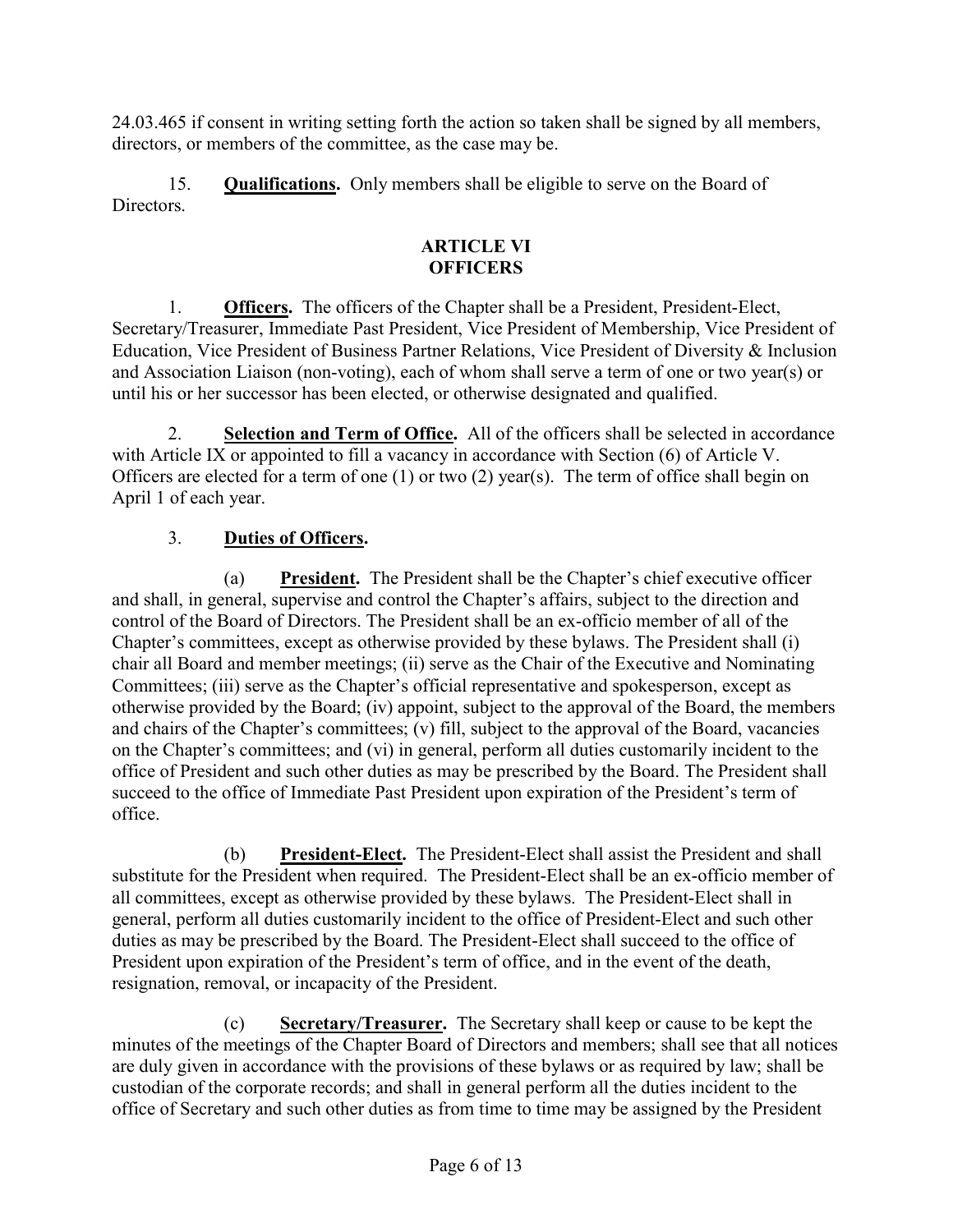24.03.465 if consent in writing setting forth the action so taken shall be signed by all members, directors, or members of the committee, as the case may be.

15. **Qualifications.** Only members shall be eligible to serve on the Board of Directors.

## ARTICLE VI
## OFFICERS

1. **Officers.** The officers of the Chapter shall be a President, President-Elect, Secretary/Treasurer, Immediate Past President, Vice President of Membership, Vice President of Education, Vice President of Business Partner Relations, Vice President of Diversity & Inclusion and Association Liaison (non-voting), each of whom shall serve a term of one or two year(s) or until his or her successor has been elected, or otherwise designated and qualified.

2. **Selection and Term of Office.** All of the officers shall be selected in accordance with Article IX or appointed to fill a vacancy in accordance with Section (6) of Article V. Officers are elected for a term of one (1) or two (2) year(s). The term of office shall begin on April 1 of each year.

3. **Duties of Officers.**

(a) **President.** The President shall be the Chapter's chief executive officer and shall, in general, supervise and control the Chapter's affairs, subject to the direction and control of the Board of Directors. The President shall be an ex-officio member of all of the Chapter's committees, except as otherwise provided by these bylaws. The President shall (i) chair all Board and member meetings; (ii) serve as the Chair of the Executive and Nominating Committees; (iii) serve as the Chapter's official representative and spokesperson, except as otherwise provided by the Board; (iv) appoint, subject to the approval of the Board, the members and chairs of the Chapter's committees; (v) fill, subject to the approval of the Board, vacancies on the Chapter's committees; and (vi) in general, perform all duties customarily incident to the office of President and such other duties as may be prescribed by the Board. The President shall succeed to the office of Immediate Past President upon expiration of the President's term of office.

(b) **President-Elect.** The President-Elect shall assist the President and shall substitute for the President when required. The President-Elect shall be an ex-officio member of all committees, except as otherwise provided by these bylaws. The President-Elect shall in general, perform all duties customarily incident to the office of President-Elect and such other duties as may be prescribed by the Board. The President-Elect shall succeed to the office of President upon expiration of the President's term of office, and in the event of the death, resignation, removal, or incapacity of the President.

(c) **Secretary/Treasurer.** The Secretary shall keep or cause to be kept the minutes of the meetings of the Chapter Board of Directors and members; shall see that all notices are duly given in accordance with the provisions of these bylaws or as required by law; shall be custodian of the corporate records; and shall in general perform all the duties incident to the office of Secretary and such other duties as from time to time may be assigned by the President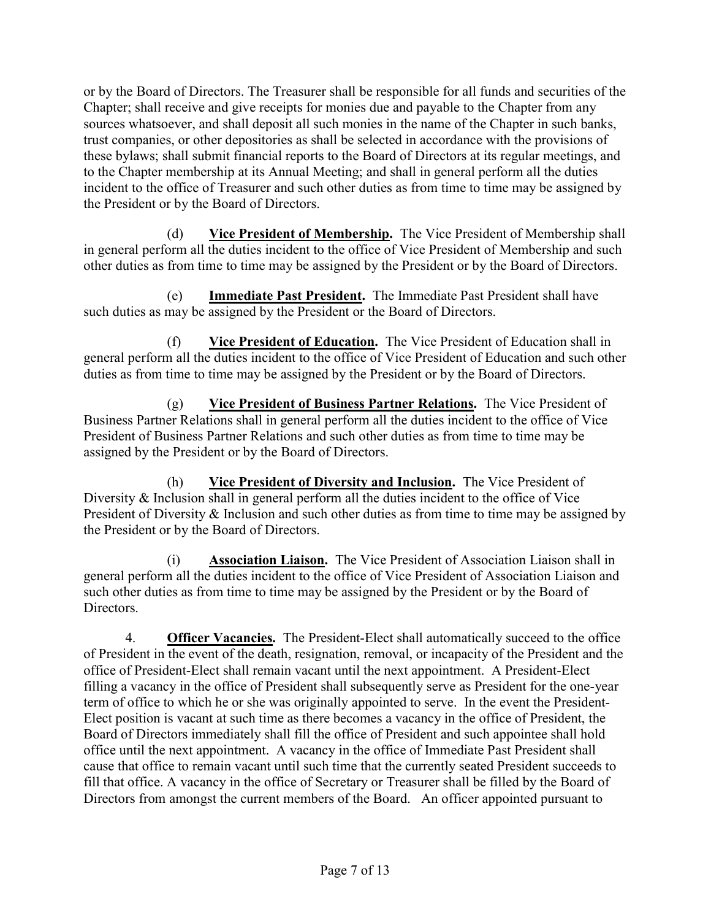or by the Board of Directors. The Treasurer shall be responsible for all funds and securities of the Chapter; shall receive and give receipts for monies due and payable to the Chapter from any sources whatsoever, and shall deposit all such monies in the name of the Chapter in such banks, trust companies, or other depositories as shall be selected in accordance with the provisions of these bylaws; shall submit financial reports to the Board of Directors at its regular meetings, and to the Chapter membership at its Annual Meeting; and shall in general perform all the duties incident to the office of Treasurer and such other duties as from time to time may be assigned by the President or by the Board of Directors.

(d) **Vice President of Membership.** The Vice President of Membership shall in general perform all the duties incident to the office of Vice President of Membership and such other duties as from time to time may be assigned by the President or by the Board of Directors.

(e) **Immediate Past President.** The Immediate Past President shall have such duties as may be assigned by the President or the Board of Directors.

(f) **Vice President of Education.** The Vice President of Education shall in general perform all the duties incident to the office of Vice President of Education and such other duties as from time to time may be assigned by the President or by the Board of Directors.

(g) **Vice President of Business Partner Relations.** The Vice President of Business Partner Relations shall in general perform all the duties incident to the office of Vice President of Business Partner Relations and such other duties as from time to time may be assigned by the President or by the Board of Directors.

(h) **Vice President of Diversity and Inclusion.** The Vice President of Diversity & Inclusion shall in general perform all the duties incident to the office of Vice President of Diversity & Inclusion and such other duties as from time to time may be assigned by the President or by the Board of Directors.

(i) **Association Liaison.** The Vice President of Association Liaison shall in general perform all the duties incident to the office of Vice President of Association Liaison and such other duties as from time to time may be assigned by the President or by the Board of Directors.

4. **Officer Vacancies.** The President-Elect shall automatically succeed to the office of President in the event of the death, resignation, removal, or incapacity of the President and the office of President-Elect shall remain vacant until the next appointment. A President-Elect filling a vacancy in the office of President shall subsequently serve as President for the one-year term of office to which he or she was originally appointed to serve. In the event the President-Elect position is vacant at such time as there becomes a vacancy in the office of President, the Board of Directors immediately shall fill the office of President and such appointee shall hold office until the next appointment. A vacancy in the office of Immediate Past President shall cause that office to remain vacant until such time that the currently seated President succeeds to fill that office. A vacancy in the office of Secretary or Treasurer shall be filled by the Board of Directors from amongst the current members of the Board. An officer appointed pursuant to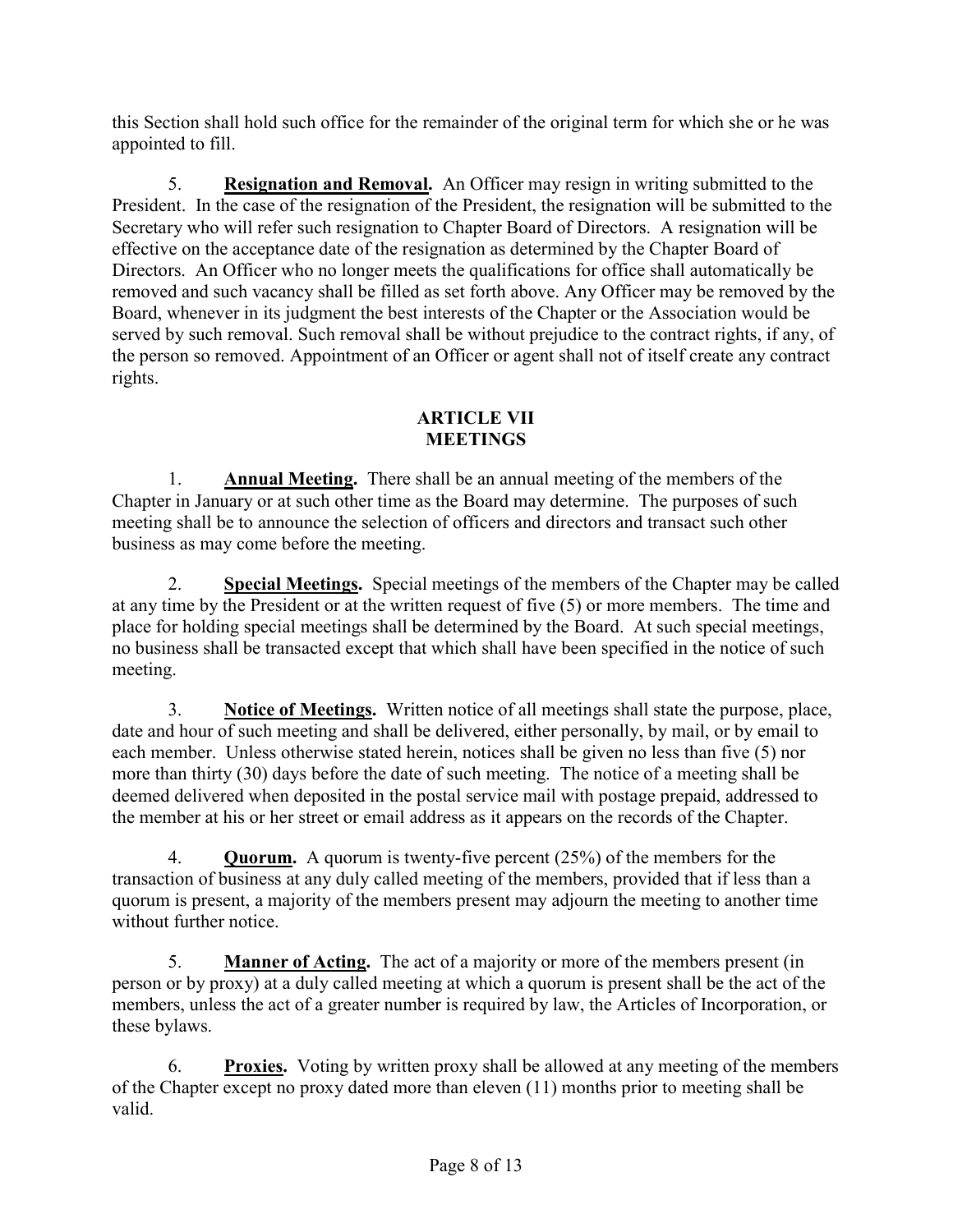this Section shall hold such office for the remainder of the original term for which she or he was appointed to fill.

5. **Resignation and Removal.** An Officer may resign in writing submitted to the President. In the case of the resignation of the President, the resignation will be submitted to the Secretary who will refer such resignation to Chapter Board of Directors. A resignation will be effective on the acceptance date of the resignation as determined by the Chapter Board of Directors. An Officer who no longer meets the qualifications for office shall automatically be removed and such vacancy shall be filled as set forth above. Any Officer may be removed by the Board, whenever in its judgment the best interests of the Chapter or the Association would be served by such removal. Such removal shall be without prejudice to the contract rights, if any, of the person so removed. Appointment of an Officer or agent shall not of itself create any contract rights.

## ARTICLE VII
## MEETINGS

1. **Annual Meeting.** There shall be an annual meeting of the members of the Chapter in January or at such other time as the Board may determine. The purposes of such meeting shall be to announce the selection of officers and directors and transact such other business as may come before the meeting.

2. **Special Meetings.** Special meetings of the members of the Chapter may be called at any time by the President or at the written request of five (5) or more members. The time and place for holding special meetings shall be determined by the Board. At such special meetings, no business shall be transacted except that which shall have been specified in the notice of such meeting.

3. **Notice of Meetings.** Written notice of all meetings shall state the purpose, place, date and hour of such meeting and shall be delivered, either personally, by mail, or by email to each member. Unless otherwise stated herein, notices shall be given no less than five (5) nor more than thirty (30) days before the date of such meeting. The notice of a meeting shall be deemed delivered when deposited in the postal service mail with postage prepaid, addressed to the member at his or her street or email address as it appears on the records of the Chapter.

4. **Quorum.** A quorum is twenty-five percent (25%) of the members for the transaction of business at any duly called meeting of the members, provided that if less than a quorum is present, a majority of the members present may adjourn the meeting to another time without further notice.

5. **Manner of Acting.** The act of a majority or more of the members present (in person or by proxy) at a duly called meeting at which a quorum is present shall be the act of the members, unless the act of a greater number is required by law, the Articles of Incorporation, or these bylaws.

6. **Proxies.** Voting by written proxy shall be allowed at any meeting of the members of the Chapter except no proxy dated more than eleven (11) months prior to meeting shall be valid.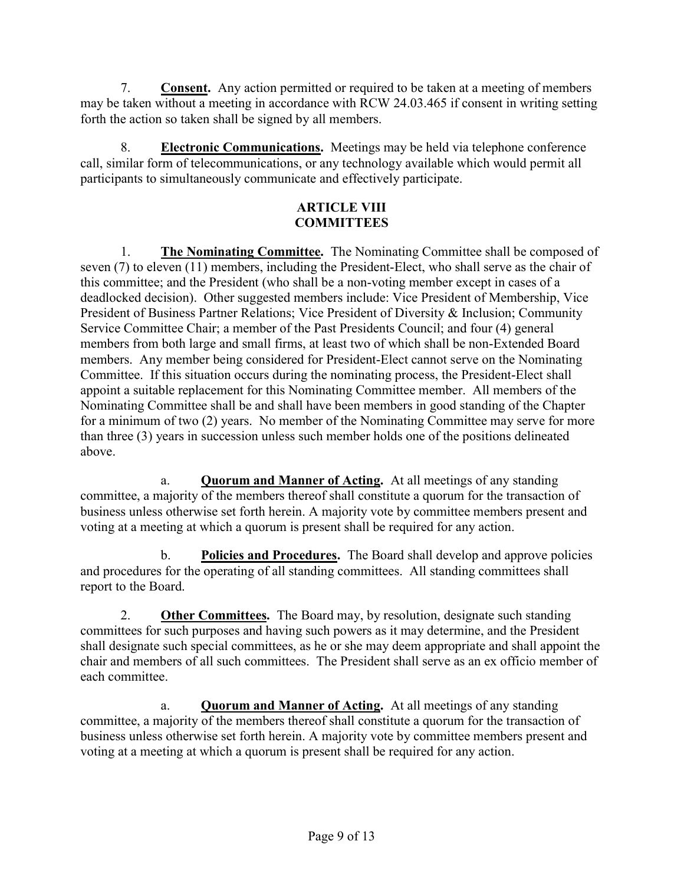7. **Consent.** Any action permitted or required to be taken at a meeting of members may be taken without a meeting in accordance with RCW 24.03.465 if consent in writing setting forth the action so taken shall be signed by all members.

8. **Electronic Communications.** Meetings may be held via telephone conference call, similar form of telecommunications, or any technology available which would permit all participants to simultaneously communicate and effectively participate.

## ARTICLE VIII
## COMMITTEES

1. **The Nominating Committee.** The Nominating Committee shall be composed of seven (7) to eleven (11) members, including the President-Elect, who shall serve as the chair of this committee; and the President (who shall be a non-voting member except in cases of a deadlocked decision). Other suggested members include: Vice President of Membership, Vice President of Business Partner Relations; Vice President of Diversity & Inclusion; Community Service Committee Chair; a member of the Past Presidents Council; and four (4) general members from both large and small firms, at least two of which shall be non-Extended Board members. Any member being considered for President-Elect cannot serve on the Nominating Committee. If this situation occurs during the nominating process, the President-Elect shall appoint a suitable replacement for this Nominating Committee member. All members of the Nominating Committee shall be and shall have been members in good standing of the Chapter for a minimum of two (2) years. No member of the Nominating Committee may serve for more than three (3) years in succession unless such member holds one of the positions delineated above.

a. **Quorum and Manner of Acting.** At all meetings of any standing committee, a majority of the members thereof shall constitute a quorum for the transaction of business unless otherwise set forth herein. A majority vote by committee members present and voting at a meeting at which a quorum is present shall be required for any action.

b. **Policies and Procedures.** The Board shall develop and approve policies and procedures for the operating of all standing committees. All standing committees shall report to the Board.

2. **Other Committees.** The Board may, by resolution, designate such standing committees for such purposes and having such powers as it may determine, and the President shall designate such special committees, as he or she may deem appropriate and shall appoint the chair and members of all such committees. The President shall serve as an ex officio member of each committee.

a. **Quorum and Manner of Acting.** At all meetings of any standing committee, a majority of the members thereof shall constitute a quorum for the transaction of business unless otherwise set forth herein. A majority vote by committee members present and voting at a meeting at which a quorum is present shall be required for any action.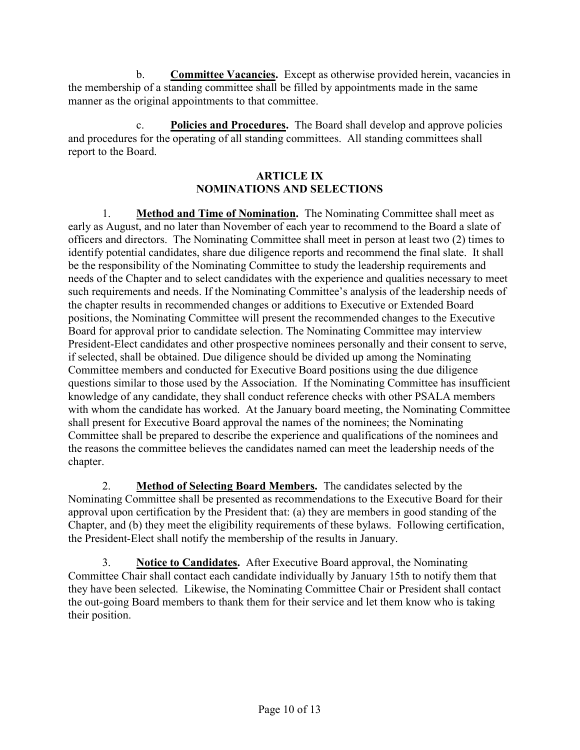b. **Committee Vacancies.** Except as otherwise provided herein, vacancies in the membership of a standing committee shall be filled by appointments made in the same manner as the original appointments to that committee.

c. **Policies and Procedures.** The Board shall develop and approve policies and procedures for the operating of all standing committees. All standing committees shall report to the Board.

## ARTICLE IX
## NOMINATIONS AND SELECTIONS

1. **Method and Time of Nomination.** The Nominating Committee shall meet as early as August, and no later than November of each year to recommend to the Board a slate of officers and directors. The Nominating Committee shall meet in person at least two (2) times to identify potential candidates, share due diligence reports and recommend the final slate. It shall be the responsibility of the Nominating Committee to study the leadership requirements and needs of the Chapter and to select candidates with the experience and qualities necessary to meet such requirements and needs. If the Nominating Committee's analysis of the leadership needs of the chapter results in recommended changes or additions to Executive or Extended Board positions, the Nominating Committee will present the recommended changes to the Executive Board for approval prior to candidate selection. The Nominating Committee may interview President-Elect candidates and other prospective nominees personally and their consent to serve, if selected, shall be obtained. Due diligence should be divided up among the Nominating Committee members and conducted for Executive Board positions using the due diligence questions similar to those used by the Association. If the Nominating Committee has insufficient knowledge of any candidate, they shall conduct reference checks with other PSALA members with whom the candidate has worked. At the January board meeting, the Nominating Committee shall present for Executive Board approval the names of the nominees; the Nominating Committee shall be prepared to describe the experience and qualifications of the nominees and the reasons the committee believes the candidates named can meet the leadership needs of the chapter.

2. **Method of Selecting Board Members.** The candidates selected by the Nominating Committee shall be presented as recommendations to the Executive Board for their approval upon certification by the President that: (a) they are members in good standing of the Chapter, and (b) they meet the eligibility requirements of these bylaws. Following certification, the President-Elect shall notify the membership of the results in January.

3. **Notice to Candidates.** After Executive Board approval, the Nominating Committee Chair shall contact each candidate individually by January 15th to notify them that they have been selected. Likewise, the Nominating Committee Chair or President shall contact the out-going Board members to thank them for their service and let them know who is taking their position.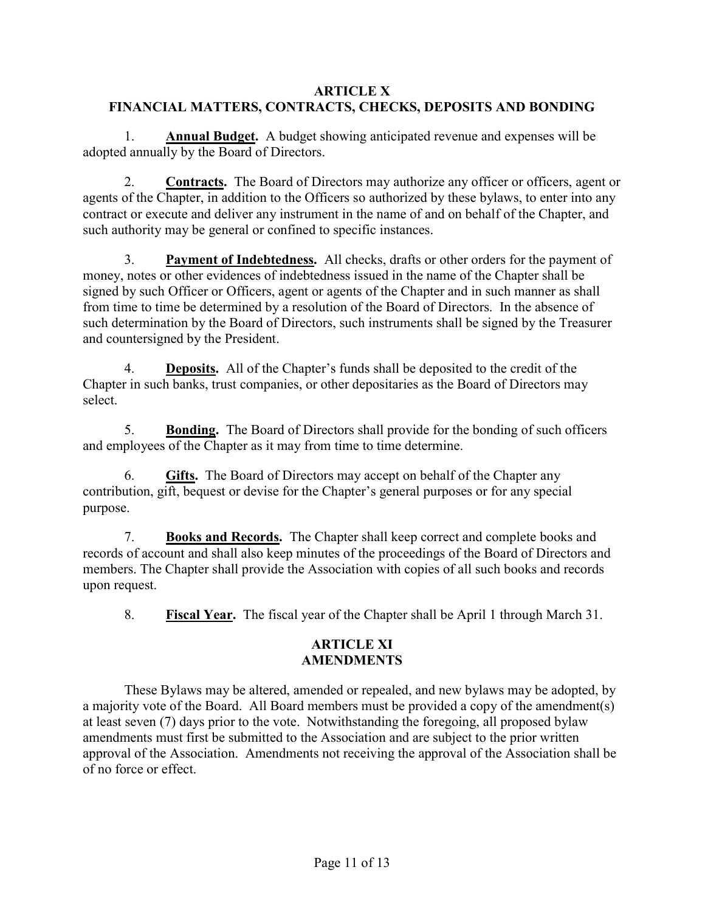## ARTICLE X
## FINANCIAL MATTERS, CONTRACTS, CHECKS, DEPOSITS AND BONDING

1. **Annual Budget.** A budget showing anticipated revenue and expenses will be adopted annually by the Board of Directors.

2. **Contracts.** The Board of Directors may authorize any officer or officers, agent or agents of the Chapter, in addition to the Officers so authorized by these bylaws, to enter into any contract or execute and deliver any instrument in the name of and on behalf of the Chapter, and such authority may be general or confined to specific instances.

3. **Payment of Indebtedness.** All checks, drafts or other orders for the payment of money, notes or other evidences of indebtedness issued in the name of the Chapter shall be signed by such Officer or Officers, agent or agents of the Chapter and in such manner as shall from time to time be determined by a resolution of the Board of Directors. In the absence of such determination by the Board of Directors, such instruments shall be signed by the Treasurer and countersigned by the President.

4. **Deposits.** All of the Chapter's funds shall be deposited to the credit of the Chapter in such banks, trust companies, or other depositaries as the Board of Directors may select.

5. **Bonding.** The Board of Directors shall provide for the bonding of such officers and employees of the Chapter as it may from time to time determine.

6. **Gifts.** The Board of Directors may accept on behalf of the Chapter any contribution, gift, bequest or devise for the Chapter's general purposes or for any special purpose.

7. **Books and Records.** The Chapter shall keep correct and complete books and records of account and shall also keep minutes of the proceedings of the Board of Directors and members. The Chapter shall provide the Association with copies of all such books and records upon request.

8. **Fiscal Year.** The fiscal year of the Chapter shall be April 1 through March 31.

## ARTICLE XI
## AMENDMENTS

These Bylaws may be altered, amended or repealed, and new bylaws may be adopted, by a majority vote of the Board. All Board members must be provided a copy of the amendment(s) at least seven (7) days prior to the vote. Notwithstanding the foregoing, all proposed bylaw amendments must first be submitted to the Association and are subject to the prior written approval of the Association. Amendments not receiving the approval of the Association shall be of no force or effect.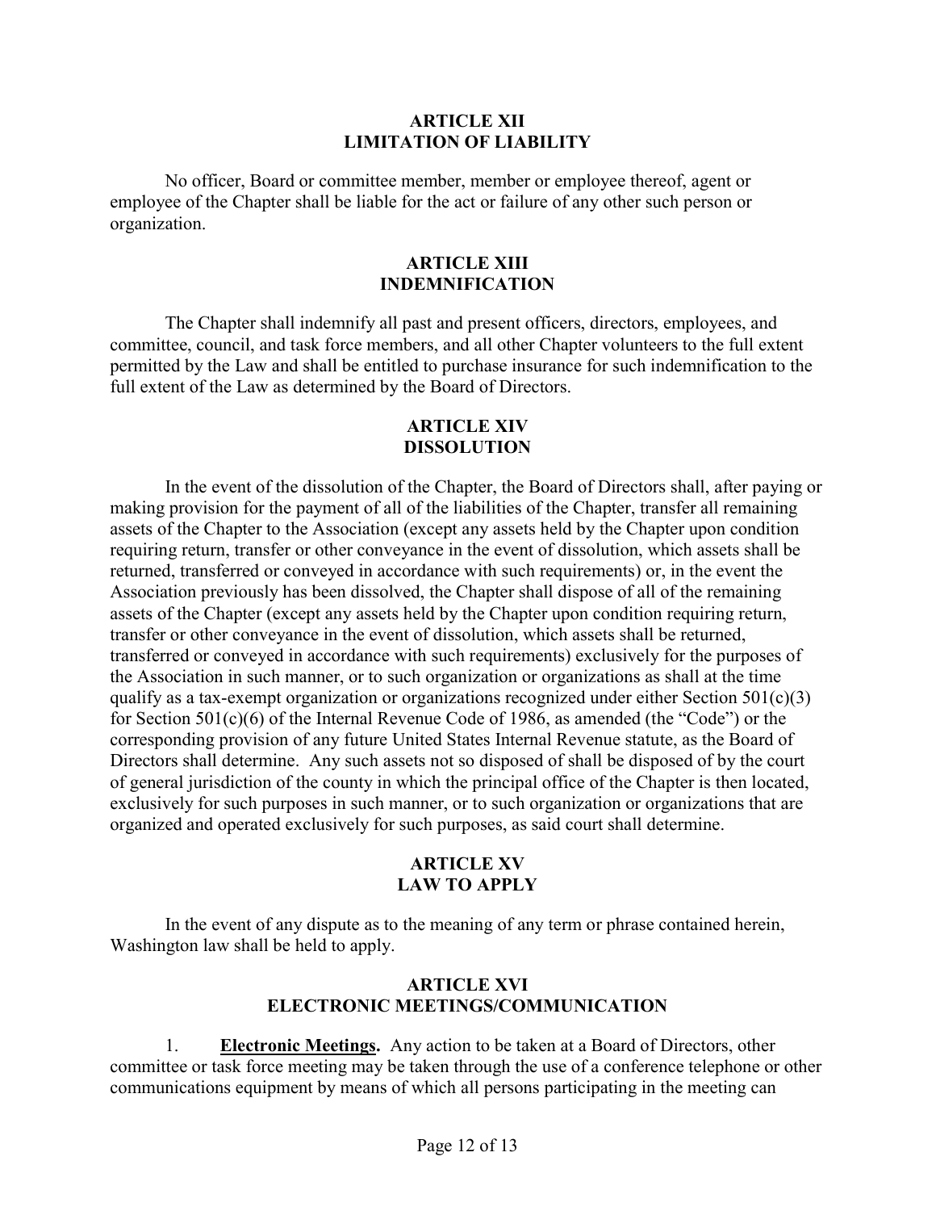## ARTICLE XII
## LIMITATION OF LIABILITY

No officer, Board or committee member, member or employee thereof, agent or employee of the Chapter shall be liable for the act or failure of any other such person or organization.

## ARTICLE XIII
## INDEMNIFICATION

The Chapter shall indemnify all past and present officers, directors, employees, and committee, council, and task force members, and all other Chapter volunteers to the full extent permitted by the Law and shall be entitled to purchase insurance for such indemnification to the full extent of the Law as determined by the Board of Directors.

## ARTICLE XIV
## DISSOLUTION

In the event of the dissolution of the Chapter, the Board of Directors shall, after paying or making provision for the payment of all of the liabilities of the Chapter, transfer all remaining assets of the Chapter to the Association (except any assets held by the Chapter upon condition requiring return, transfer or other conveyance in the event of dissolution, which assets shall be returned, transferred or conveyed in accordance with such requirements) or, in the event the Association previously has been dissolved, the Chapter shall dispose of all of the remaining assets of the Chapter (except any assets held by the Chapter upon condition requiring return, transfer or other conveyance in the event of dissolution, which assets shall be returned, transferred or conveyed in accordance with such requirements) exclusively for the purposes of the Association in such manner, or to such organization or organizations as shall at the time qualify as a tax-exempt organization or organizations recognized under either Section 501(c)(3) for Section 501(c)(6) of the Internal Revenue Code of 1986, as amended (the "Code") or the corresponding provision of any future United States Internal Revenue statute, as the Board of Directors shall determine. Any such assets not so disposed of shall be disposed of by the court of general jurisdiction of the county in which the principal office of the Chapter is then located, exclusively for such purposes in such manner, or to such organization or organizations that are organized and operated exclusively for such purposes, as said court shall determine.

## ARTICLE XV
## LAW TO APPLY

In the event of any dispute as to the meaning of any term or phrase contained herein, Washington law shall be held to apply.

## ARTICLE XVI
## ELECTRONIC MEETINGS/COMMUNICATION

1. **Electronic Meetings.** Any action to be taken at a Board of Directors, other committee or task force meeting may be taken through the use of a conference telephone or other communications equipment by means of which all persons participating in the meeting can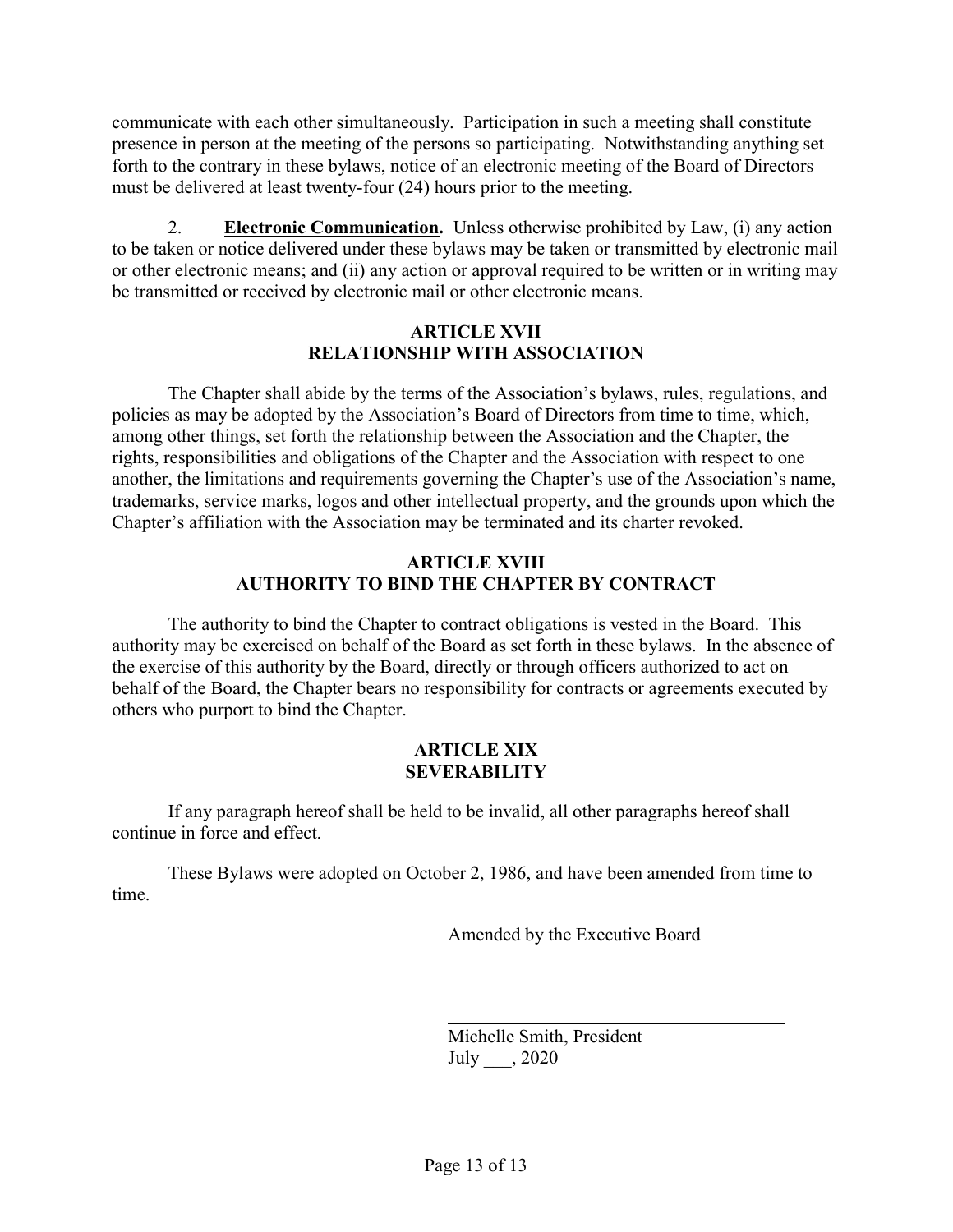communicate with each other simultaneously. Participation in such a meeting shall constitute presence in person at the meeting of the persons so participating. Notwithstanding anything set forth to the contrary in these bylaws, notice of an electronic meeting of the Board of Directors must be delivered at least twenty-four (24) hours prior to the meeting.

2. **Electronic Communication.** Unless otherwise prohibited by Law, (i) any action to be taken or notice delivered under these bylaws may be taken or transmitted by electronic mail or other electronic means; and (ii) any action or approval required to be written or in writing may be transmitted or received by electronic mail or other electronic means.

## ARTICLE XVII
## RELATIONSHIP WITH ASSOCIATION

The Chapter shall abide by the terms of the Association's bylaws, rules, regulations, and policies as may be adopted by the Association's Board of Directors from time to time, which, among other things, set forth the relationship between the Association and the Chapter, the rights, responsibilities and obligations of the Chapter and the Association with respect to one another, the limitations and requirements governing the Chapter's use of the Association's name, trademarks, service marks, logos and other intellectual property, and the grounds upon which the Chapter's affiliation with the Association may be terminated and its charter revoked.

## ARTICLE XVIII
## AUTHORITY TO BIND THE CHAPTER BY CONTRACT

The authority to bind the Chapter to contract obligations is vested in the Board. This authority may be exercised on behalf of the Board as set forth in these bylaws. In the absence of the exercise of this authority by the Board, directly or through officers authorized to act on behalf of the Board, the Chapter bears no responsibility for contracts or agreements executed by others who purport to bind the Chapter.

## ARTICLE XIX
## SEVERABILITY

If any paragraph hereof shall be held to be invalid, all other paragraphs hereof shall continue in force and effect.

These Bylaws were adopted on October 2, 1986, and have been amended from time to time.

Amended by the Executive Board

\_\_\_\_\_\_\_\_\_\_\_\_\_\_\_\_\_\_\_\_\_\_\_\_\_\_\_\_\_\_\_\_\_\_\_\_

Michelle Smith, President
July ___, 2020